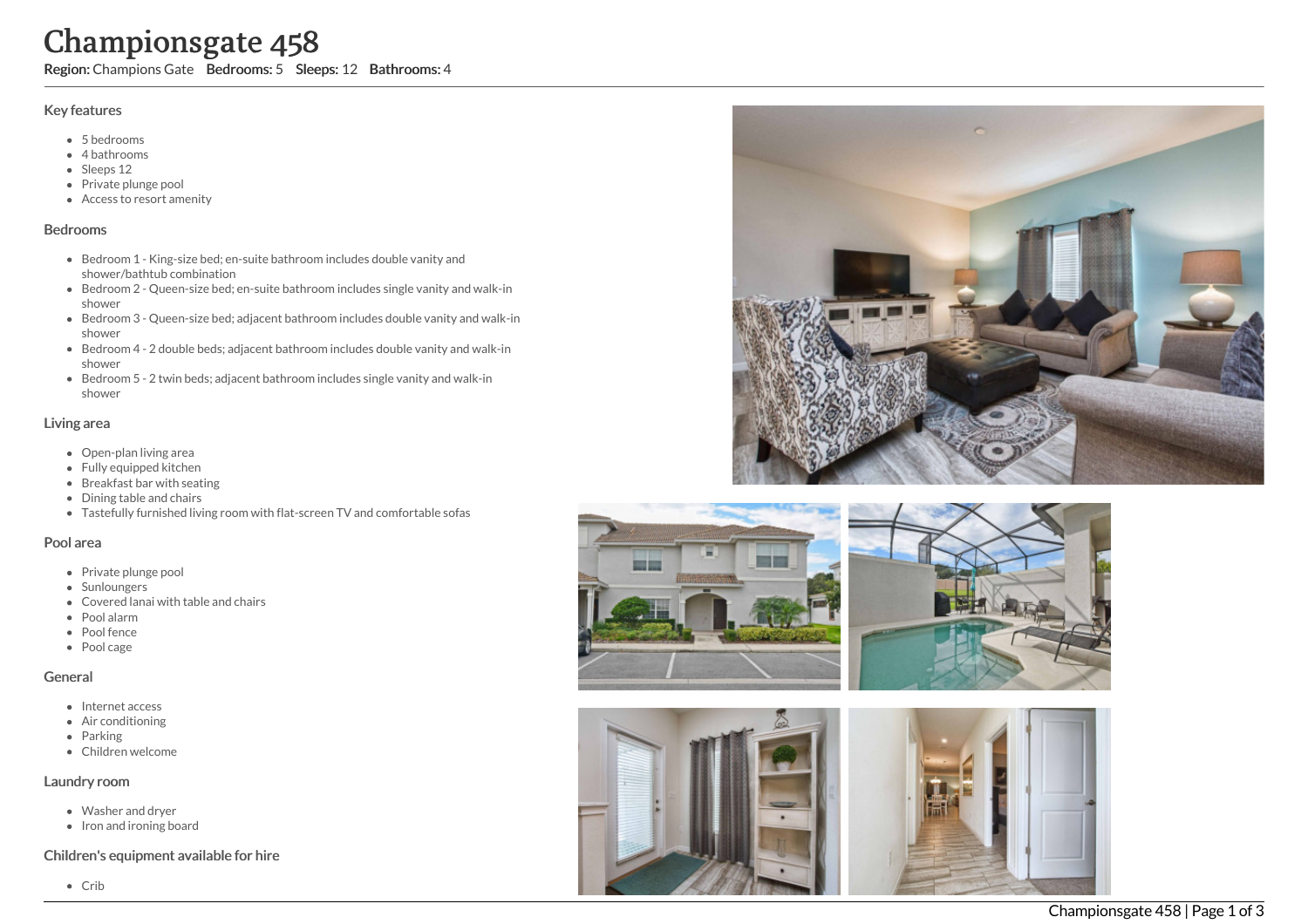# Championsgate 458

**Region:** Champions Gate **Bedrooms:** 5 **Sleeps:** 12 **Bathrooms:** 4

## Key features

- 5 bedrooms
- 4 bathrooms
- Sleeps 12
- Private plunge pool
- Access to resort amenity

## Bedrooms

- Bedroom 1 - King-size bed; en-suite bathroom includes double vanity and shower/bathtub combination
- Bedroom 2 - Queen-size bed; en-suite bathroom includes single vanity and walk-in shower
- Bedroom 3 - Queen-size bed; adjacent bathroom includes double vanity and walk-in shower
- Bedroom 4 - 2 double beds; adjacent bathroom includes double vanity and walk-in shower
- Bedroom 5 - 2 twin beds; adjacent bathroom includes single vanity and walk-in shower

## Living area

- Open-plan living area
- Fully equipped kitchen
- Breakfast bar with seating
- Dining table and chairs
- Tastefully furnished living room with flat-screen TV and comfortable sofas

## Pool area

- Private plunge pool
- Sunloungers
- Covered lanai with table and chairs
- Pool alarm
- Pool fence
- Pool cage

## General

- Internet access
- Air conditioning
- Parking
- Children welcome

## Laundry room

- Washer and dryer
- Iron and ironing board

## Children's equipment available for hire

- Crib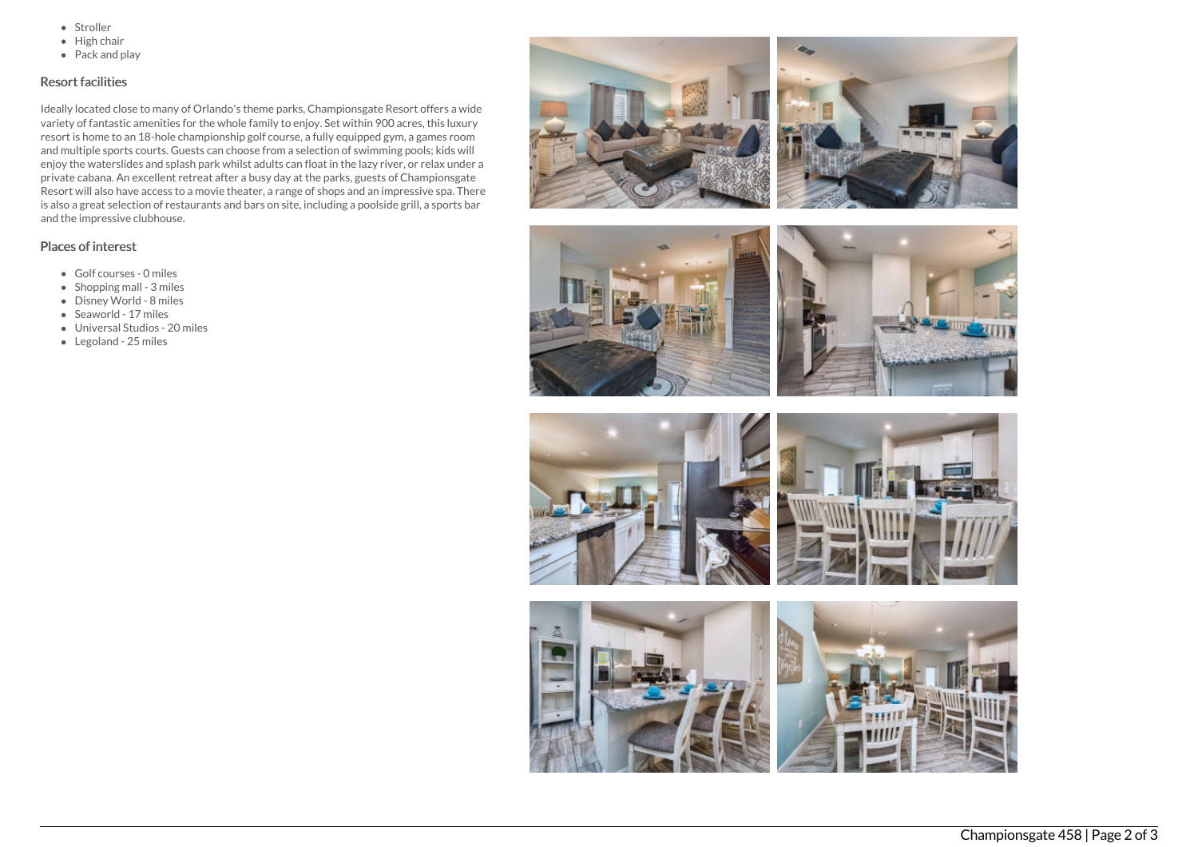- Stroller
- High chair
- Pack and play

## Resort facilities

Ideally located close to many of Orlando's theme parks, Championsgate Resort offers a wide variety of fantastic amenities for the whole family to enjoy. Set within 900 acres, this luxury resort is home to an 18-hole championship golf course, a fully equipped gym, a games room and multiple sports courts. Guests can choose from a selection of swimming pools; kids will enjoy the waterslides and splash park whilst adults can float in the lazy river, or relax under a private cabana. An excellent retreat after a busy day at the parks, guests of Championsgate Resort will also have access to a movie theater, a range of shops and an impressive spa. There is also a great selection of restaurants and bars on site, including a poolside grill, a sports bar and the impressive clubhouse.

## Places of interest

- Golf courses - 0 miles
- Shopping mall - 3 miles
- Disney World - 8 miles
- Seaworld - 17 miles
- Universal Studios - 20 miles
- Legoland - 25 miles